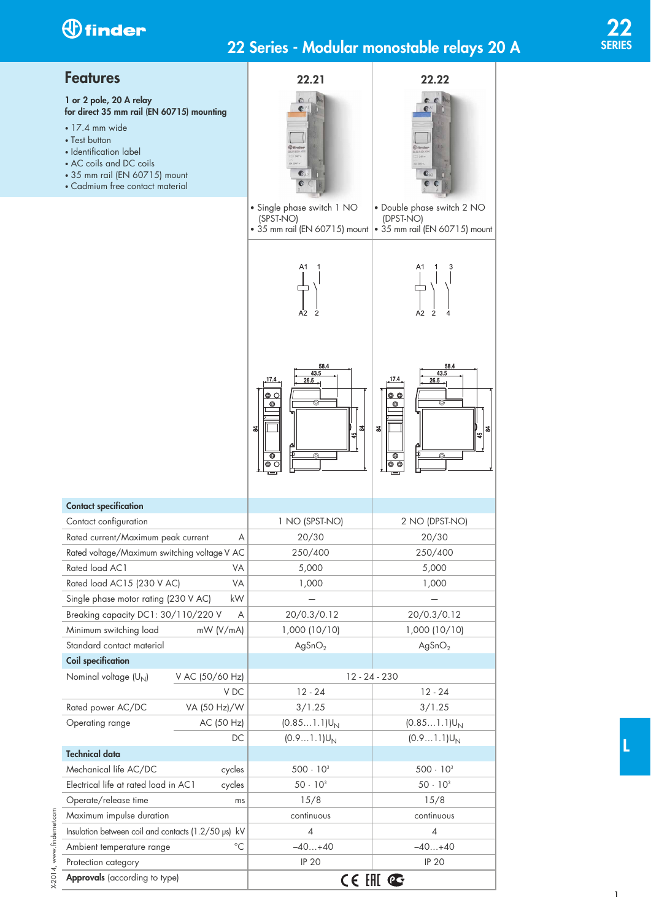# 22 Series - Modular monostable relays 20 A

## Features

**1 or 2 pole, 20 A relay for direct 35 mm rail (EN 60715) mounting**

- 17.4 mm wide
- Test button
- Identification label
- AC coils and DC coils
- 35 mm rail (EN 60715) mount
- Cadmium free contact material

**22.21**

- Single phase switch 1 NO (SPST-NO)
- 35 mm rail (EN 60715) mount

**22.22**

- Double phase switch 2 NO (DPST-NO)
- 35 mm rail (EN 60715) mount

A1 1
A2 2

A1 1 3
A2 2 4

58.4
43.5
26.5
17.4
84
45
84

| | | 22.21 | 22.22 |
|---|---|---|---|
| **Contact specification** | | | |
| Contact configuration | | 1 NO (SPST-NO) | 2 NO (DPST-NO) |
| Rated current/Maximum peak current | A | 20/30 | 20/30 |
| Rated voltage/Maximum switching voltage | V AC | 250/400 | 250/400 |
| Rated load AC1 | VA | 5,000 | 5,000 |
| Rated load AC15 (230 V AC) | VA | 1,000 | 1,000 |
| Single phase motor rating (230 V AC) | kW | — | — |
| Breaking capacity DC1: 30/110/220 V | A | 20/0.3/0.12 | 20/0.3/0.12 |
| Minimum switching load | mW (V/mA) | 1,000 (10/10) | 1,000 (10/10) |
| Standard contact material | | $AgSnO_2$ | $AgSnO_2$ |
| **Coil specification** | | | |
| Nominal voltage ($U_N$) | V AC (50/60 Hz) | 12 - 24 - 230 | |
| | V DC | 12 - 24 | 12 - 24 |
| Rated power AC/DC | VA (50 Hz)/W | 3/1.25 | 3/1.25 |
| Operating range | AC (50 Hz) | $(0.85…1.1)U_N$ | $(0.85…1.1)U_N$ |
| | DC | $(0.9…1.1)U_N$ | $(0.9…1.1)U_N$ |
| **Technical data** | | | |
| Mechanical life AC/DC | cycles | $500 \cdot 10^3$ | $500 \cdot 10^3$ |
| Electrical life at rated load in AC1 | cycles | $50 \cdot 10^3$ | $50 \cdot 10^3$ |
| Operate/release time | ms | 15/8 | 15/8 |
| Maximum impulse duration | | continuous | continuous |
| Insulation between coil and contacts (1.2/50 μs) | kV | 4 | 4 |
| Ambient temperature range | °C | –40…+40 | –40…+40 |
| Protection category | | IP 20 | IP 20 |
| **Approvals** (according to type) | | CE EAC | |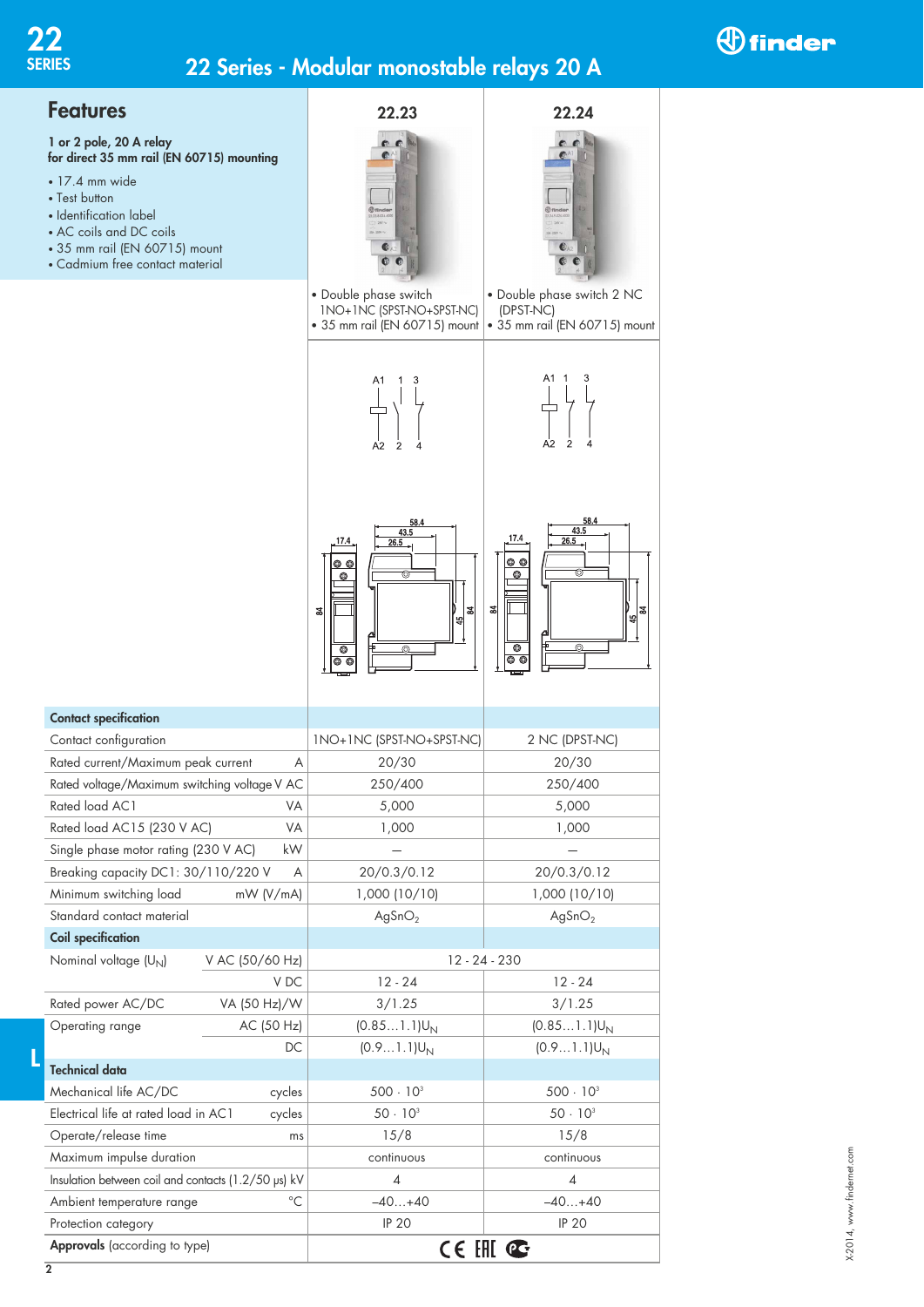# 22 Series - Modular monostable relays 20 A

## Features

**1 or 2 pole, 20 A relay for direct 35 mm rail (EN 60715) mounting**

- 17.4 mm wide
- Test button
- Identification label
- AC coils and DC coils
- 35 mm rail (EN 60715) mount
- Cadmium free contact material

**22.23**

- Double phase switch 1NO+1NC (SPST-NO+SPST-NC)
- 35 mm rail (EN 60715) mount

**22.24**

- Double phase switch 2 NC (DPST-NC)
- 35 mm rail (EN 60715) mount

A1 1 3
A2 2 4

A1 1 3
A2 2 4

17.4
58.4
43.5
26.5
84
45
84

17.4
58.4
43.5
26.5
84
45
84

| | | | 22.23 | 22.24 |
|---|---|---|---|---|
| **Contact specification** | | | | |
| Contact configuration | | | 1NO+1NC (SPST-NO+SPST-NC) | 2 NC (DPST-NC) |
| Rated current/Maximum peak current | | A | 20/30 | 20/30 |
| Rated voltage/Maximum switching voltage | | V AC | 250/400 | 250/400 |
| Rated load AC1 | | VA | 5,000 | 5,000 |
| Rated load AC15 (230 V AC) | | VA | 1,000 | 1,000 |
| Single phase motor rating (230 V AC) | | kW | — | — |
| Breaking capacity DC1: 30/110/220 V | | A | 20/0.3/0.12 | 20/0.3/0.12 |
| Minimum switching load | | mW (V/mA) | 1,000 (10/10) | 1,000 (10/10) |
| Standard contact material | | | $AgSnO_2$ | $AgSnO_2$ |
| **Coil specification** | | | | |
| Nominal voltage ($U_N$) | | V AC (50/60 Hz) | 12 - 24 - 230 | |
| | | V DC | 12 - 24 | 12 - 24 |
| Rated power AC/DC | | VA (50 Hz)/W | 3/1.25 | 3/1.25 |
| Operating range | | AC (50 Hz) | $(0.85…1.1)U_N$ | $(0.85…1.1)U_N$ |
| | | DC | $(0.9…1.1)U_N$ | $(0.9…1.1)U_N$ |
| **Technical data** | | | | |
| Mechanical life AC/DC | | cycles | $500 \cdot 10^3$ | $500 \cdot 10^3$ |
| Electrical life at rated load in AC1 | | cycles | $50 \cdot 10^3$ | $50 \cdot 10^3$ |
| Operate/release time | | ms | 15/8 | 15/8 |
| Maximum impulse duration | | | continuous | continuous |
| Insulation between coil and contacts (1.2/50 μs) | | kV | 4 | 4 |
| Ambient temperature range | | °C | –40…+40 | –40…+40 |
| Protection category | | | IP 20 | IP 20 |
| **Approvals** (according to type) | | | CE EAC | |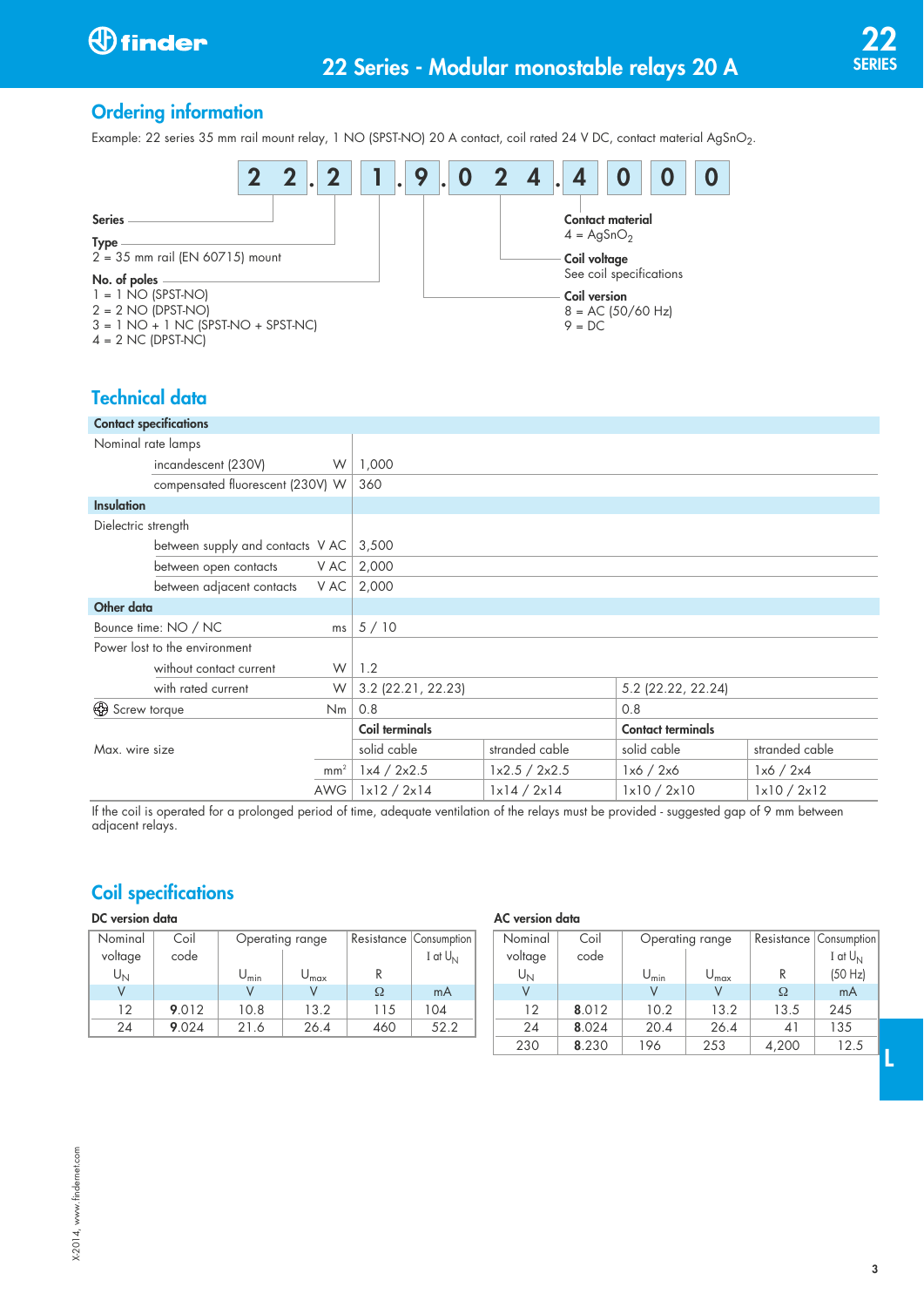# 22 Series - Modular monostable relays 20 A

## Ordering information

Example: 22 series 35 mm rail mount relay, 1 NO (SPST-NO) 20 A contact, coil rated 24 V DC, contact material $AgSnO_2$.

**2 2 . 2 1 . 9 . 0 2 4 . 4 0 0 0**

**Series**

**Type**
2 = 35 mm rail (EN 60715) mount

**No. of poles**
1 = 1 NO (SPST-NO)
2 = 2 NO (DPST-NO)
3 = 1 NO + 1 NC (SPST-NO + SPST-NC)
4 = 2 NC (DPST-NC)

**Contact material**
4 = $AgSnO_2$

**Coil voltage**
See coil specifications

**Coil version**
8 = AC (50/60 Hz)
9 = DC

## Technical data

| | | | | | |
|---|---|---|---|---|---|
| **Contact specifications** | | | | | |
| Nominal rate lamps | | | | | |
| incandescent (230V) | W | 1,000 | | | |
| compensated fluorescent (230V) | W | 360 | | | |
| **Insulation** | | | | | |
| Dielectric strength | | | | | |
| between supply and contacts | V AC | 3,500 | | | |
| between open contacts | V AC | 2,000 | | | |
| between adjacent contacts | V AC | 2,000 | | | |
| **Other data** | | | | | |
| Bounce time: NO / NC | ms | 5 / 10 | | | |
| Power lost to the environment | | | | | |
| without contact current | W | 1.2 | | | |
| with rated current | W | 3.2 (22.21, 22.23) | | 5.2 (22.22, 22.24) | |
| Screw torque | Nm | 0.8 | | 0.8 | |
| | | **Coil terminals** | | **Contact terminals** | |
| Max. wire size | | solid cable | stranded cable | solid cable | stranded cable |
| | $mm^2$ | 1x4 / 2x2.5 | 1x2.5 / 2x2.5 | 1x6 / 2x6 | 1x6 / 2x4 |
| | AWG | 1x12 / 2x14 | 1x14 / 2x14 | 1x10 / 2x10 | 1x10 / 2x12 |

If the coil is operated for a prolonged period of time, adequate ventilation of the relays must be provided - suggested gap of 9 mm between adjacent relays.

## Coil specifications

**DC version data**

| Nominal voltage $U_N$ | Coil code | Operating range $U_{min}$ | Operating range $U_{max}$ | Resistance R | Consumption I at $U_N$ |
|---|---|---|---|---|---|
| V | | V | V | Ω | mA |
| 12 | **9**.012 | 10.8 | 13.2 | 115 | 104 |
| 24 | **9**.024 | 21.6 | 26.4 | 460 | 52.2 |

**AC version data**

| Nominal voltage $U_N$ | Coil code | Operating range $U_{min}$ | Operating range $U_{max}$ | Resistance R | Consumption I at $U_N$ (50 Hz) |
|---|---|---|---|---|---|
| V | | V | V | Ω | mA |
| 12 | **8**.012 | 10.2 | 13.2 | 13.5 | 245 |
| 24 | **8**.024 | 20.4 | 26.4 | 41 | 135 |
| 230 | **8**.230 | 196 | 253 | 4,200 | 12.5 |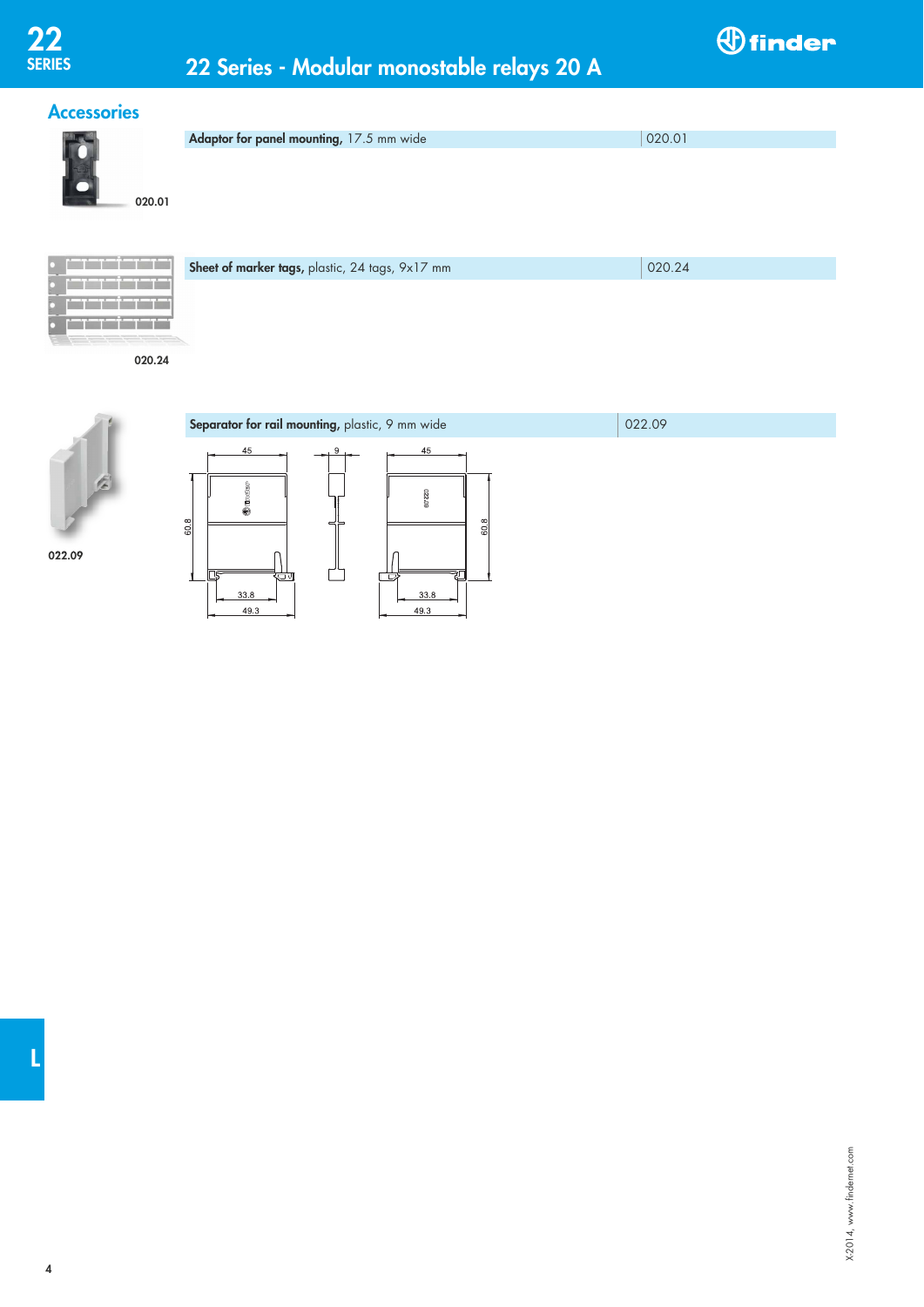## Accessories

| | |
|---|---|
| **Adaptor for panel mounting,** 17.5 mm wide | 020.01 |

020.01

| | |
|---|---|
| **Sheet of marker tags,** plastic, 24 tags, 9x17 mm | 020.24 |

020.24

| | |
|---|---|
| **Separator for rail mounting,** plastic, 9 mm wide | 022.09 |

022.09

45
9
45
60.8
60.8
33.8
49.3
33.8
49.3

X-2014, www.findernet.com